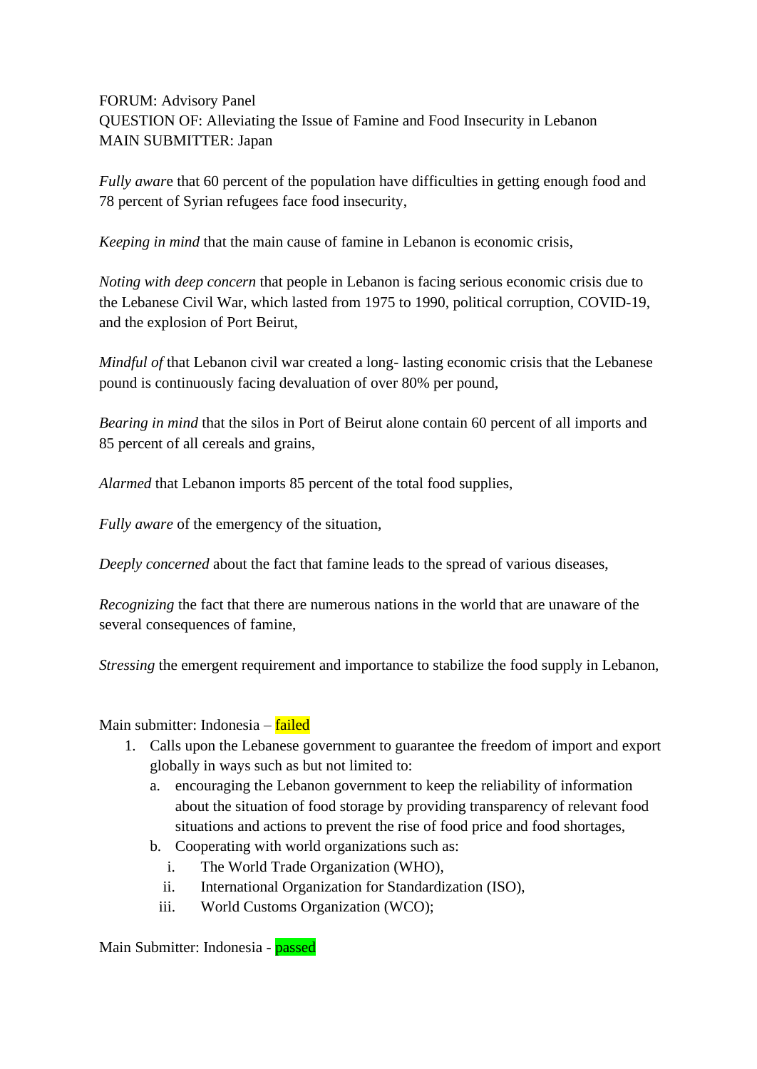FORUM: Advisory Panel
QUESTION OF: Alleviating the Issue of Famine and Food Insecurity in Lebanon
MAIN SUBMITTER: Japan

*Fully aware* that 60 percent of the population have difficulties in getting enough food and 78 percent of Syrian refugees face food insecurity,

*Keeping in mind* that the main cause of famine in Lebanon is economic crisis,

*Noting with deep concern* that people in Lebanon is facing serious economic crisis due to the Lebanese Civil War, which lasted from 1975 to 1990, political corruption, COVID-19, and the explosion of Port Beirut,

*Mindful of* that Lebanon civil war created a long- lasting economic crisis that the Lebanese pound is continuously facing devaluation of over 80% per pound,

*Bearing in mind* that the silos in Port of Beirut alone contain 60 percent of all imports and 85 percent of all cereals and grains,

*Alarmed* that Lebanon imports 85 percent of the total food supplies,

*Fully aware* of the emergency of the situation,

*Deeply concerned* about the fact that famine leads to the spread of various diseases,

*Recognizing* the fact that there are numerous nations in the world that are unaware of the several consequences of famine,

*Stressing* the emergent requirement and importance to stabilize the food supply in Lebanon,

Main submitter: Indonesia – failed

1. Calls upon the Lebanese government to guarantee the freedom of import and export globally in ways such as but not limited to:
   a. encouraging the Lebanon government to keep the reliability of information about the situation of food storage by providing transparency of relevant food situations and actions to prevent the rise of food price and food shortages,
   b. Cooperating with world organizations such as:
      i. The World Trade Organization (WHO),
      ii. International Organization for Standardization (ISO),
      iii. World Customs Organization (WCO);

Main Submitter: Indonesia - passed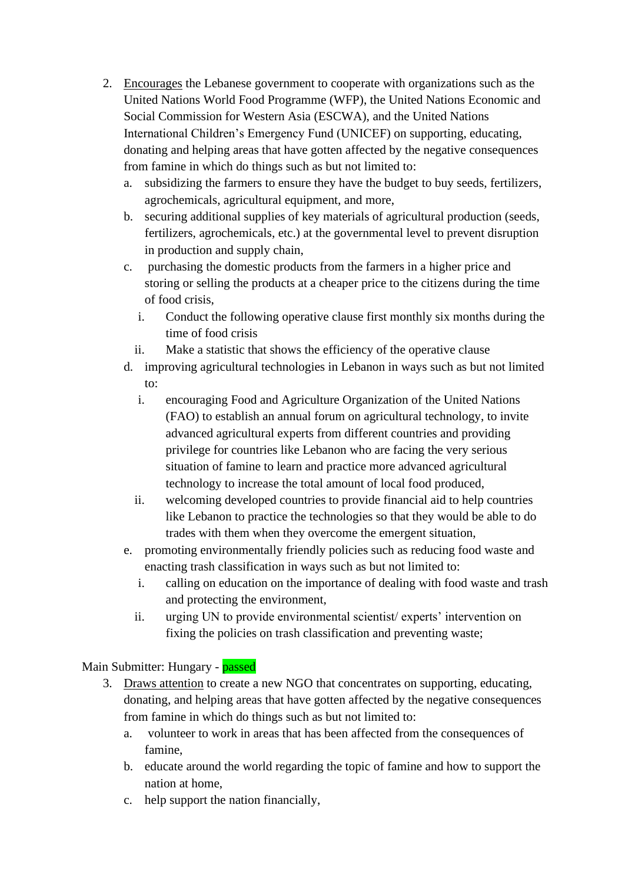2. Encourages the Lebanese government to cooperate with organizations such as the United Nations World Food Programme (WFP), the United Nations Economic and Social Commission for Western Asia (ESCWA), and the United Nations International Children's Emergency Fund (UNICEF) on supporting, educating, donating and helping areas that have gotten affected by the negative consequences from famine in which do things such as but not limited to:
   a. subsidizing the farmers to ensure they have the budget to buy seeds, fertilizers, agrochemicals, agricultural equipment, and more,
   b. securing additional supplies of key materials of agricultural production (seeds, fertilizers, agrochemicals, etc.) at the governmental level to prevent disruption in production and supply chain,
   c. purchasing the domestic products from the farmers in a higher price and storing or selling the products at a cheaper price to the citizens during the time of food crisis,
      i. Conduct the following operative clause first monthly six months during the time of food crisis
      ii. Make a statistic that shows the efficiency of the operative clause
   d. improving agricultural technologies in Lebanon in ways such as but not limited to:
      i. encouraging Food and Agriculture Organization of the United Nations (FAO) to establish an annual forum on agricultural technology, to invite advanced agricultural experts from different countries and providing privilege for countries like Lebanon who are facing the very serious situation of famine to learn and practice more advanced agricultural technology to increase the total amount of local food produced,
      ii. welcoming developed countries to provide financial aid to help countries like Lebanon to practice the technologies so that they would be able to do trades with them when they overcome the emergent situation,
   e. promoting environmentally friendly policies such as reducing food waste and enacting trash classification in ways such as but not limited to:
      i. calling on education on the importance of dealing with food waste and trash and protecting the environment,
      ii. urging UN to provide environmental scientist/ experts' intervention on fixing the policies on trash classification and preventing waste;

Main Submitter: Hungary - passed

3. Draws attention to create a new NGO that concentrates on supporting, educating, donating, and helping areas that have gotten affected by the negative consequences from famine in which do things such as but not limited to:
   a. volunteer to work in areas that has been affected from the consequences of famine,
   b. educate around the world regarding the topic of famine and how to support the nation at home,
   c. help support the nation financially,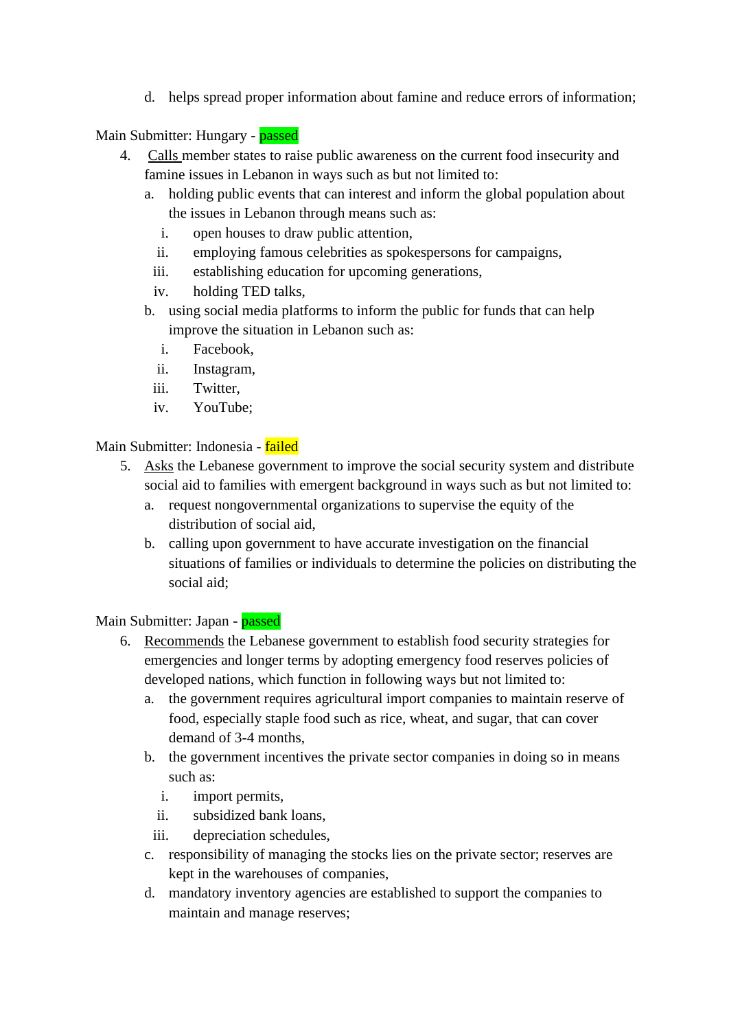d. helps spread proper information about famine and reduce errors of information;

Main Submitter: Hungary - passed

4. <u>Calls</u> member states to raise public awareness on the current food insecurity and famine issues in Lebanon in ways such as but not limited to:
   a. holding public events that can interest and inform the global population about the issues in Lebanon through means such as:
      i. open houses to draw public attention,
      ii. employing famous celebrities as spokespersons for campaigns,
      iii. establishing education for upcoming generations,
      iv. holding TED talks,
   b. using social media platforms to inform the public for funds that can help improve the situation in Lebanon such as:
      i. Facebook,
      ii. Instagram,
      iii. Twitter,
      iv. YouTube;

Main Submitter: Indonesia - failed

5. <u>Asks</u> the Lebanese government to improve the social security system and distribute social aid to families with emergent background in ways such as but not limited to:
   a. request nongovernmental organizations to supervise the equity of the distribution of social aid,
   b. calling upon government to have accurate investigation on the financial situations of families or individuals to determine the policies on distributing the social aid;

Main Submitter: Japan - passed

6. <u>Recommends</u> the Lebanese government to establish food security strategies for emergencies and longer terms by adopting emergency food reserves policies of developed nations, which function in following ways but not limited to:
   a. the government requires agricultural import companies to maintain reserve of food, especially staple food such as rice, wheat, and sugar, that can cover demand of 3-4 months,
   b. the government incentives the private sector companies in doing so in means such as:
      i. import permits,
      ii. subsidized bank loans,
      iii. depreciation schedules,
   c. responsibility of managing the stocks lies on the private sector; reserves are kept in the warehouses of companies,
   d. mandatory inventory agencies are established to support the companies to maintain and manage reserves;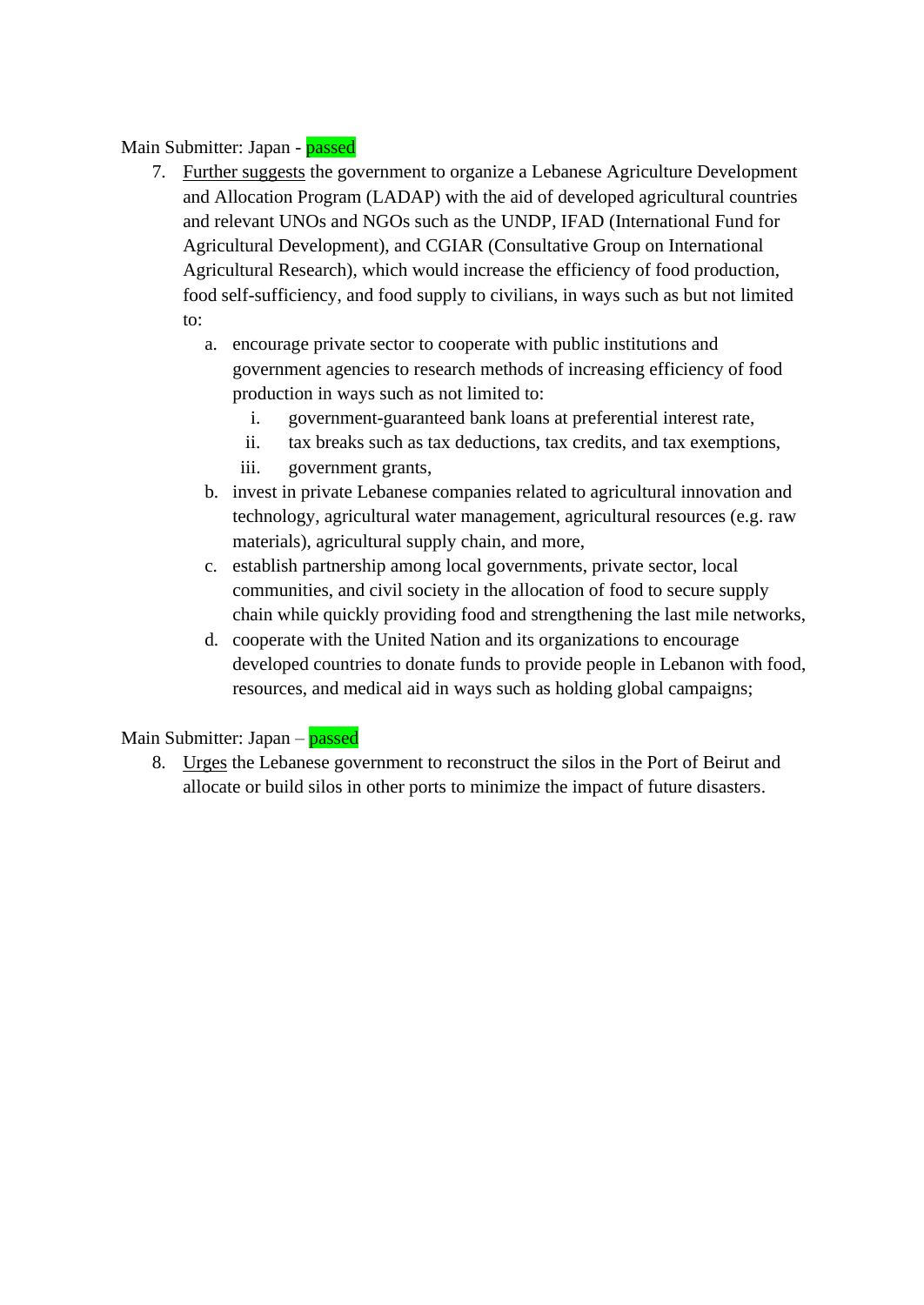Main Submitter: Japan - passed

7. <u>Further suggests</u> the government to organize a Lebanese Agriculture Development and Allocation Program (LADAP) with the aid of developed agricultural countries and relevant UNOs and NGOs such as the UNDP, IFAD (International Fund for Agricultural Development), and CGIAR (Consultative Group on International Agricultural Research), which would increase the efficiency of food production, food self-sufficiency, and food supply to civilians, in ways such as but not limited to:
    a. encourage private sector to cooperate with public institutions and government agencies to research methods of increasing efficiency of food production in ways such as not limited to:
        i. government-guaranteed bank loans at preferential interest rate,
        ii. tax breaks such as tax deductions, tax credits, and tax exemptions,
        iii. government grants,
    b. invest in private Lebanese companies related to agricultural innovation and technology, agricultural water management, agricultural resources (e.g. raw materials), agricultural supply chain, and more,
    c. establish partnership among local governments, private sector, local communities, and civil society in the allocation of food to secure supply chain while quickly providing food and strengthening the last mile networks,
    d. cooperate with the United Nation and its organizations to encourage developed countries to donate funds to provide people in Lebanon with food, resources, and medical aid in ways such as holding global campaigns;

Main Submitter: Japan – passed

8. <u>Urges</u> the Lebanese government to reconstruct the silos in the Port of Beirut and allocate or build silos in other ports to minimize the impact of future disasters.